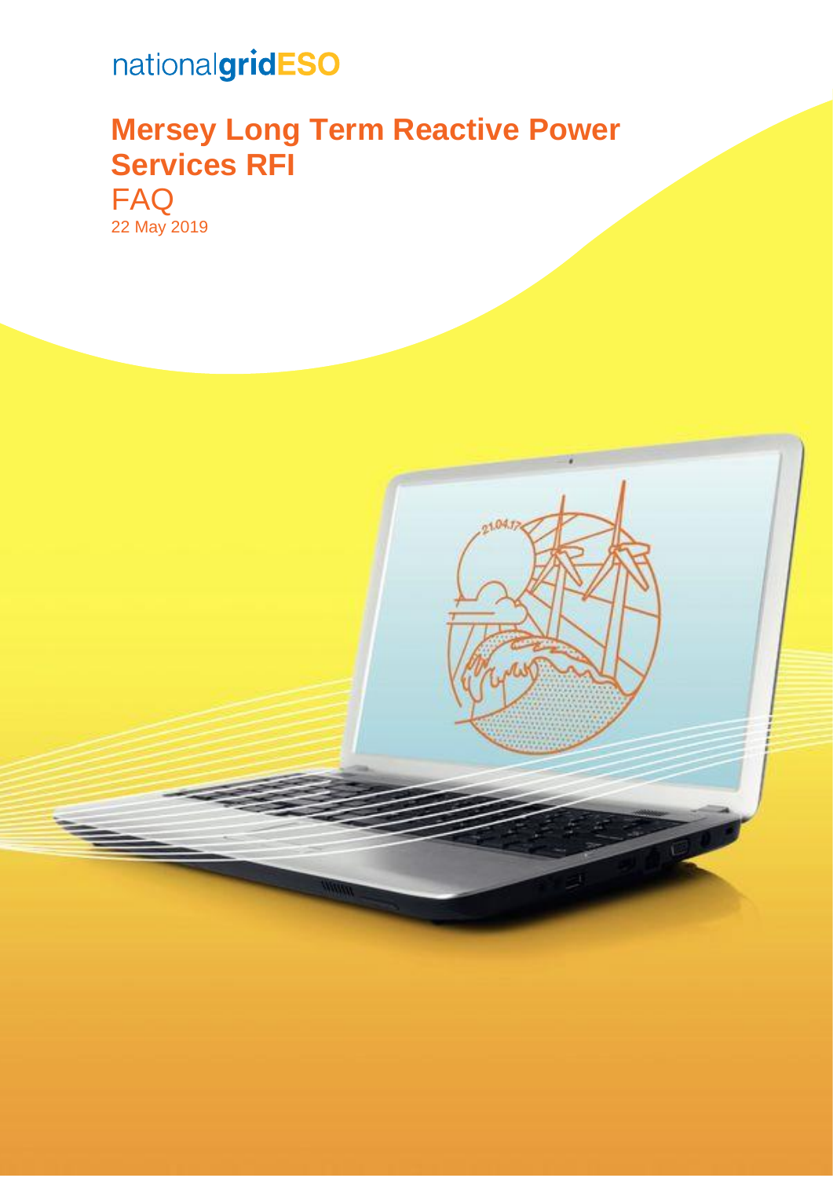nationalgridESO

# Mersey Long Term Reactive Power Services RFI

## FAQ

22 May 2019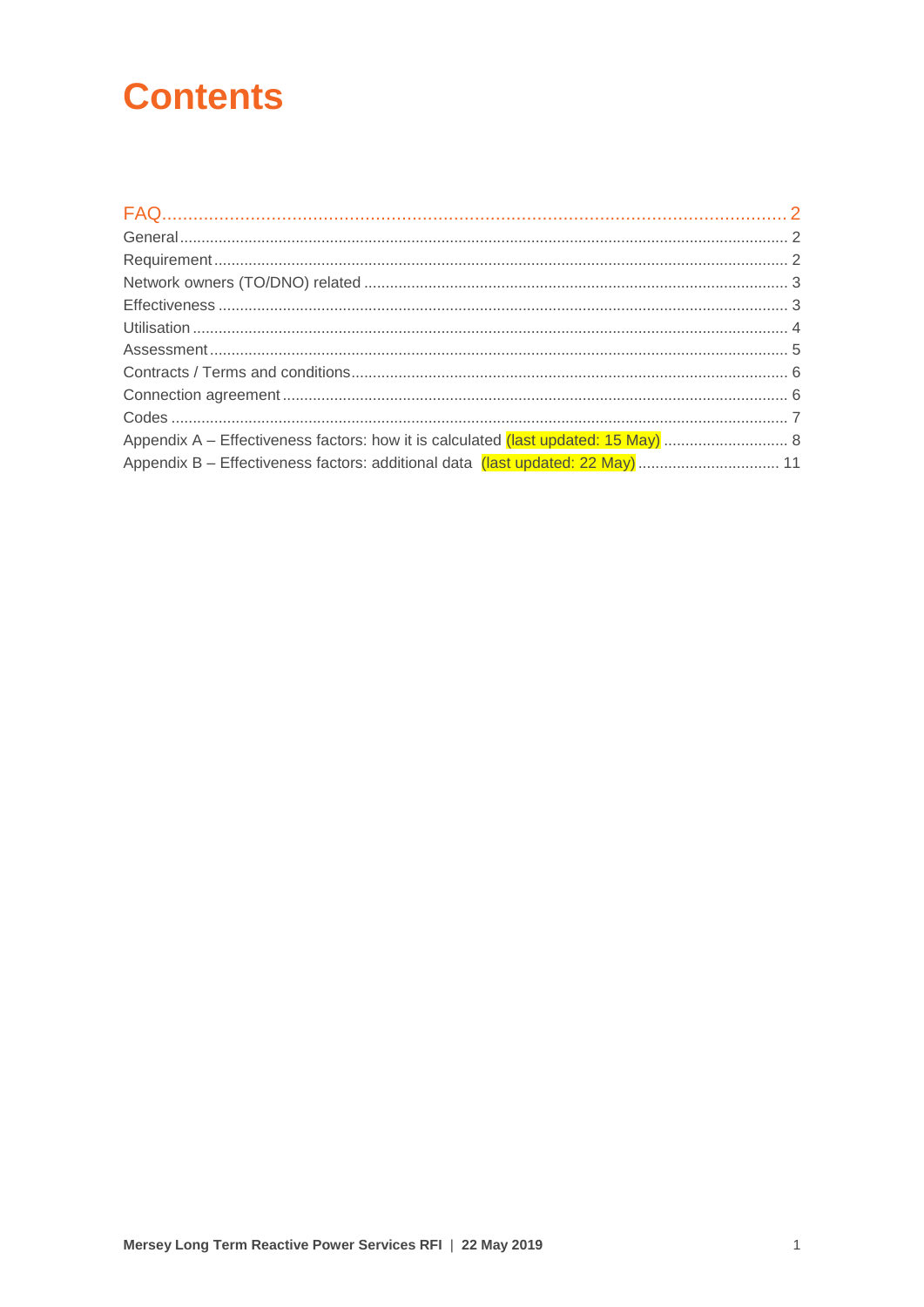# Contents

FAQ ........ 2

General ........ 2

Requirement ........ 2

Network owners (TO/DNO) related ........ 3

Effectiveness ........ 3

Utilisation ........ 4

Assessment ........ 5

Contracts / Terms and conditions ........ 6

Connection agreement ........ 6

Codes ........ 7

Appendix A – Effectiveness factors: how it is calculated (last updated: 15 May) ........ 8

Appendix B – Effectiveness factors: additional data (last updated: 22 May) ........ 11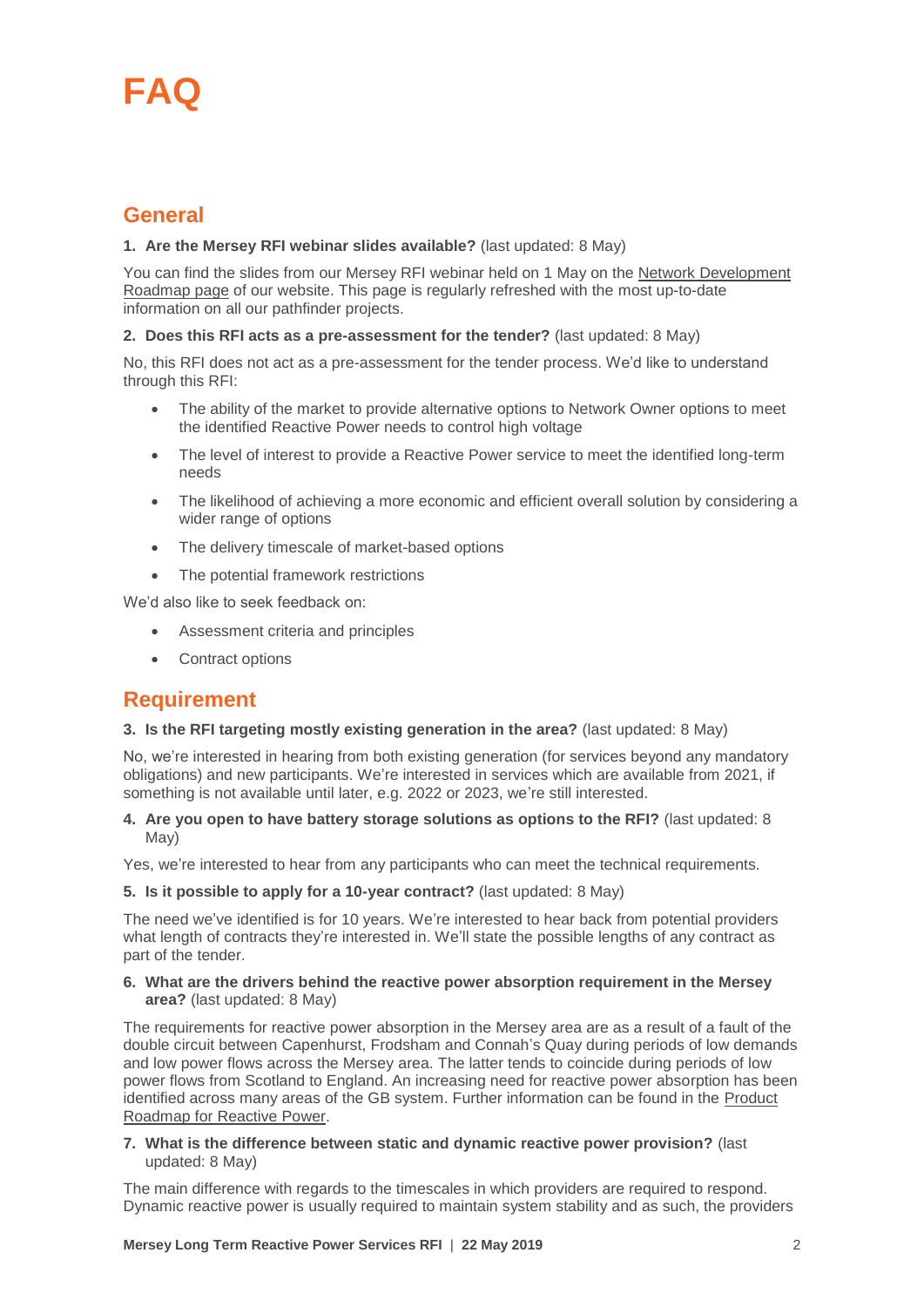# FAQ

## General

**1. Are the Mersey RFI webinar slides available?** (last updated: 8 May)

You can find the slides from our Mersey RFI webinar held on 1 May on the Network Development Roadmap page of our website. This page is regularly refreshed with the most up-to-date information on all our pathfinder projects.

**2. Does this RFI acts as a pre-assessment for the tender?** (last updated: 8 May)

No, this RFI does not act as a pre-assessment for the tender process. We'd like to understand through this RFI:

- The ability of the market to provide alternative options to Network Owner options to meet the identified Reactive Power needs to control high voltage
- The level of interest to provide a Reactive Power service to meet the identified long-term needs
- The likelihood of achieving a more economic and efficient overall solution by considering a wider range of options
- The delivery timescale of market-based options
- The potential framework restrictions

We'd also like to seek feedback on:

- Assessment criteria and principles
- Contract options

## Requirement

**3. Is the RFI targeting mostly existing generation in the area?** (last updated: 8 May)

No, we're interested in hearing from both existing generation (for services beyond any mandatory obligations) and new participants. We're interested in services which are available from 2021, if something is not available until later, e.g. 2022 or 2023, we're still interested.

**4. Are you open to have battery storage solutions as options to the RFI?** (last updated: 8 May)

Yes, we're interested to hear from any participants who can meet the technical requirements.

**5. Is it possible to apply for a 10-year contract?** (last updated: 8 May)

The need we've identified is for 10 years. We're interested to hear back from potential providers what length of contracts they're interested in. We'll state the possible lengths of any contract as part of the tender.

**6. What are the drivers behind the reactive power absorption requirement in the Mersey area?** (last updated: 8 May)

The requirements for reactive power absorption in the Mersey area are as a result of a fault of the double circuit between Capenhurst, Frodsham and Connah's Quay during periods of low demands and low power flows across the Mersey area. The latter tends to coincide during periods of low power flows from Scotland to England. An increasing need for reactive power absorption has been identified across many areas of the GB system. Further information can be found in the Product Roadmap for Reactive Power.

**7. What is the difference between static and dynamic reactive power provision?** (last updated: 8 May)

The main difference with regards to the timescales in which providers are required to respond. Dynamic reactive power is usually required to maintain system stability and as such, the providers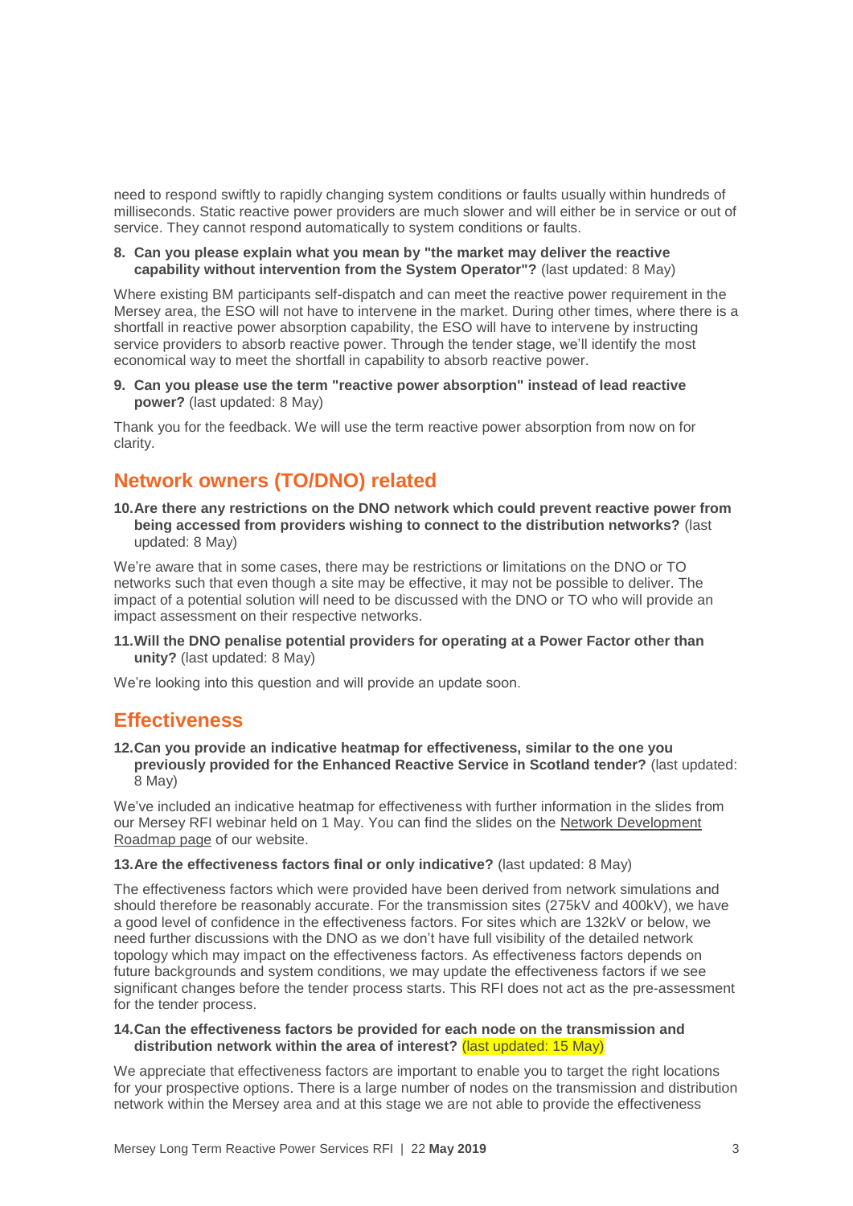need to respond swiftly to rapidly changing system conditions or faults usually within hundreds of milliseconds. Static reactive power providers are much slower and will either be in service or out of service. They cannot respond automatically to system conditions or faults.

8. **Can you please explain what you mean by "the market may deliver the reactive capability without intervention from the System Operator"?** (last updated: 8 May)

Where existing BM participants self-dispatch and can meet the reactive power requirement in the Mersey area, the ESO will not have to intervene in the market. During other times, where there is a shortfall in reactive power absorption capability, the ESO will have to intervene by instructing service providers to absorb reactive power. Through the tender stage, we'll identify the most economical way to meet the shortfall in capability to absorb reactive power.

9. **Can you please use the term "reactive power absorption" instead of lead reactive power?** (last updated: 8 May)

Thank you for the feedback. We will use the term reactive power absorption from now on for clarity.

## Network owners (TO/DNO) related

10. **Are there any restrictions on the DNO network which could prevent reactive power from being accessed from providers wishing to connect to the distribution networks?** (last updated: 8 May)

We're aware that in some cases, there may be restrictions or limitations on the DNO or TO networks such that even though a site may be effective, it may not be possible to deliver. The impact of a potential solution will need to be discussed with the DNO or TO who will provide an impact assessment on their respective networks.

11. **Will the DNO penalise potential providers for operating at a Power Factor other than unity?** (last updated: 8 May)

We're looking into this question and will provide an update soon.

## Effectiveness

12. **Can you provide an indicative heatmap for effectiveness, similar to the one you previously provided for the Enhanced Reactive Service in Scotland tender?** (last updated: 8 May)

We've included an indicative heatmap for effectiveness with further information in the slides from our Mersey RFI webinar held on 1 May. You can find the slides on the Network Development Roadmap page of our website.

13. **Are the effectiveness factors final or only indicative?** (last updated: 8 May)

The effectiveness factors which were provided have been derived from network simulations and should therefore be reasonably accurate. For the transmission sites (275kV and 400kV), we have a good level of confidence in the effectiveness factors. For sites which are 132kV or below, we need further discussions with the DNO as we don't have full visibility of the detailed network topology which may impact on the effectiveness factors. As effectiveness factors depends on future backgrounds and system conditions, we may update the effectiveness factors if we see significant changes before the tender process starts. This RFI does not act as the pre-assessment for the tender process.

14. **Can the effectiveness factors be provided for each node on the transmission and distribution network within the area of interest?** (last updated: 15 May)

We appreciate that effectiveness factors are important to enable you to target the right locations for your prospective options. There is a large number of nodes on the transmission and distribution network within the Mersey area and at this stage we are not able to provide the effectiveness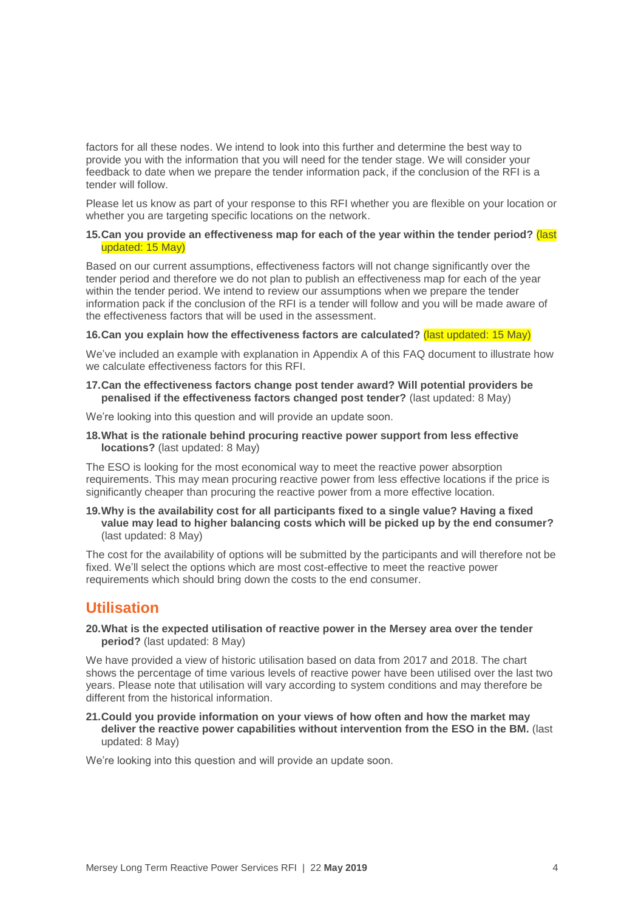factors for all these nodes. We intend to look into this further and determine the best way to provide you with the information that you will need for the tender stage. We will consider your feedback to date when we prepare the tender information pack, if the conclusion of the RFI is a tender will follow.

Please let us know as part of your response to this RFI whether you are flexible on your location or whether you are targeting specific locations on the network.

**15. Can you provide an effectiveness map for each of the year within the tender period?** (last updated: 15 May)

Based on our current assumptions, effectiveness factors will not change significantly over the tender period and therefore we do not plan to publish an effectiveness map for each of the year within the tender period. We intend to review our assumptions when we prepare the tender information pack if the conclusion of the RFI is a tender will follow and you will be made aware of the effectiveness factors that will be used in the assessment.

**16. Can you explain how the effectiveness factors are calculated?** (last updated: 15 May)

We've included an example with explanation in Appendix A of this FAQ document to illustrate how we calculate effectiveness factors for this RFI.

**17. Can the effectiveness factors change post tender award? Will potential providers be penalised if the effectiveness factors changed post tender?** (last updated: 8 May)

We're looking into this question and will provide an update soon.

**18. What is the rationale behind procuring reactive power support from less effective locations?** (last updated: 8 May)

The ESO is looking for the most economical way to meet the reactive power absorption requirements. This may mean procuring reactive power from less effective locations if the price is significantly cheaper than procuring the reactive power from a more effective location.

**19. Why is the availability cost for all participants fixed to a single value? Having a fixed value may lead to higher balancing costs which will be picked up by the end consumer?** (last updated: 8 May)

The cost for the availability of options will be submitted by the participants and will therefore not be fixed. We'll select the options which are most cost-effective to meet the reactive power requirements which should bring down the costs to the end consumer.

## Utilisation

**20. What is the expected utilisation of reactive power in the Mersey area over the tender period?** (last updated: 8 May)

We have provided a view of historic utilisation based on data from 2017 and 2018. The chart shows the percentage of time various levels of reactive power have been utilised over the last two years. Please note that utilisation will vary according to system conditions and may therefore be different from the historical information.

**21. Could you provide information on your views of how often and how the market may deliver the reactive power capabilities without intervention from the ESO in the BM.** (last updated: 8 May)

We're looking into this question and will provide an update soon.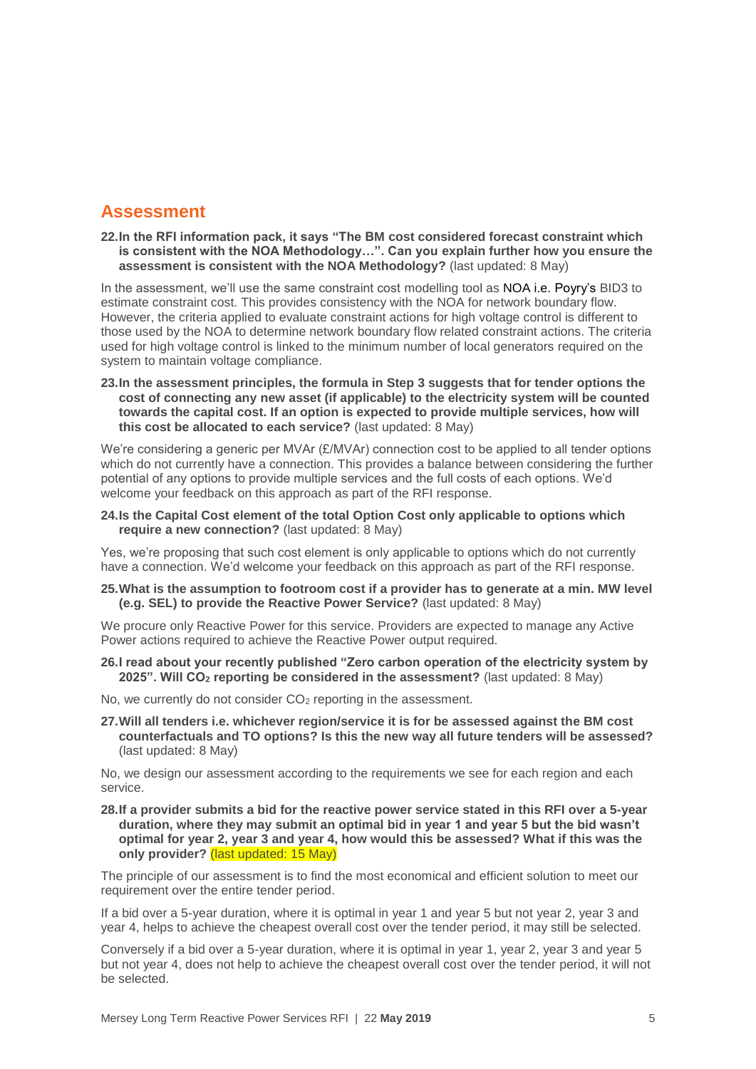## Assessment

**22. In the RFI information pack, it says "The BM cost considered forecast constraint which is consistent with the NOA Methodology…". Can you explain further how you ensure the assessment is consistent with the NOA Methodology?** (last updated: 8 May)

In the assessment, we'll use the same constraint cost modelling tool as NOA i.e. Poyry's BID3 to estimate constraint cost. This provides consistency with the NOA for network boundary flow. However, the criteria applied to evaluate constraint actions for high voltage control is different to those used by the NOA to determine network boundary flow related constraint actions. The criteria used for high voltage control is linked to the minimum number of local generators required on the system to maintain voltage compliance.

**23. In the assessment principles, the formula in Step 3 suggests that for tender options the cost of connecting any new asset (if applicable) to the electricity system will be counted towards the capital cost. If an option is expected to provide multiple services, how will this cost be allocated to each service?** (last updated: 8 May)

We're considering a generic per MVAr (£/MVAr) connection cost to be applied to all tender options which do not currently have a connection. This provides a balance between considering the further potential of any options to provide multiple services and the full costs of each options. We'd welcome your feedback on this approach as part of the RFI response.

**24. Is the Capital Cost element of the total Option Cost only applicable to options which require a new connection?** (last updated: 8 May)

Yes, we're proposing that such cost element is only applicable to options which do not currently have a connection. We'd welcome your feedback on this approach as part of the RFI response.

**25. What is the assumption to footroom cost if a provider has to generate at a min. MW level (e.g. SEL) to provide the Reactive Power Service?** (last updated: 8 May)

We procure only Reactive Power for this service. Providers are expected to manage any Active Power actions required to achieve the Reactive Power output required.

**26. I read about your recently published "Zero carbon operation of the electricity system by 2025". Will $CO_2$ reporting be considered in the assessment?** (last updated: 8 May)

No, we currently do not consider $CO_2$ reporting in the assessment.

**27. Will all tenders i.e. whichever region/service it is for be assessed against the BM cost counterfactuals and TO options? Is this the new way all future tenders will be assessed?** (last updated: 8 May)

No, we design our assessment according to the requirements we see for each region and each service.

**28. If a provider submits a bid for the reactive power service stated in this RFI over a 5-year duration, where they may submit an optimal bid in year 1 and year 5 but the bid wasn't optimal for year 2, year 3 and year 4, how would this be assessed? What if this was the only provider?** (last updated: 15 May)

The principle of our assessment is to find the most economical and efficient solution to meet our requirement over the entire tender period.

If a bid over a 5-year duration, where it is optimal in year 1 and year 5 but not year 2, year 3 and year 4, helps to achieve the cheapest overall cost over the tender period, it may still be selected.

Conversely if a bid over a 5-year duration, where it is optimal in year 1, year 2, year 3 and year 5 but not year 4, does not help to achieve the cheapest overall cost over the tender period, it will not be selected.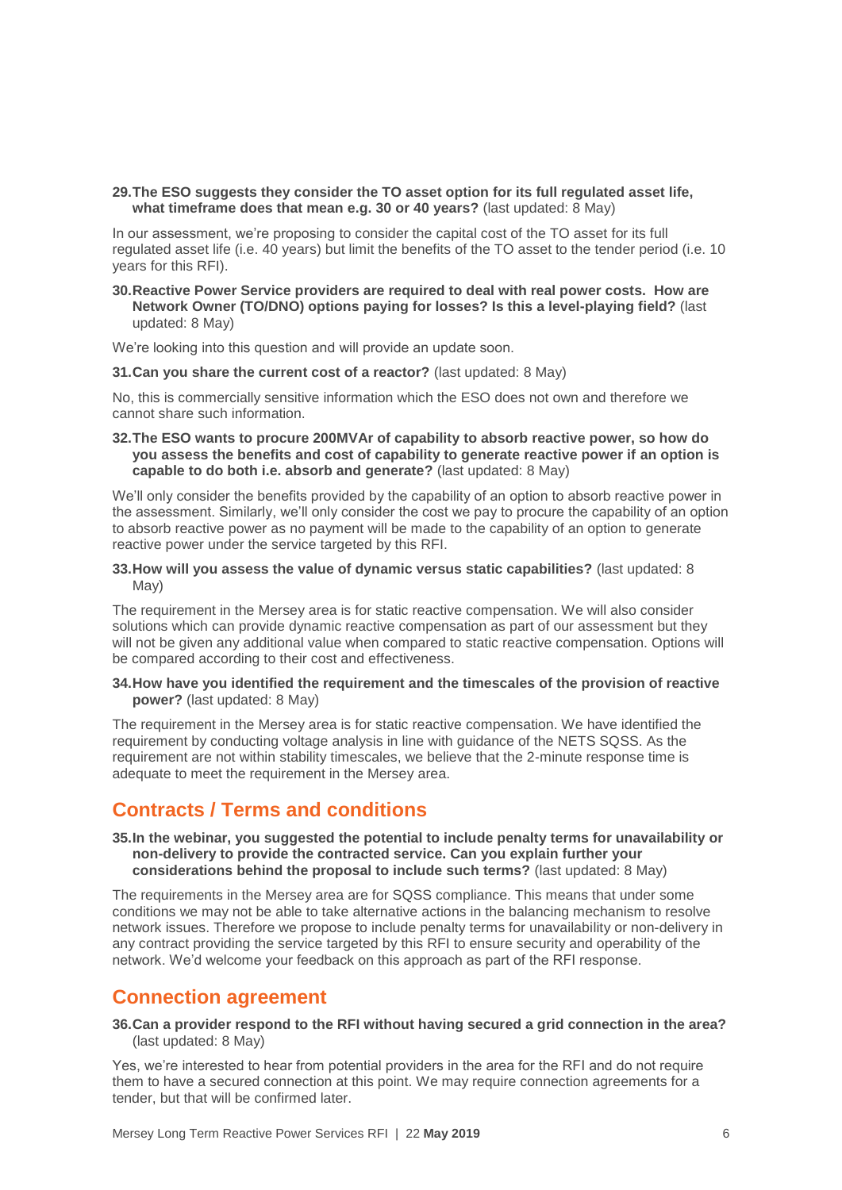**29. The ESO suggests they consider the TO asset option for its full regulated asset life, what timeframe does that mean e.g. 30 or 40 years?** (last updated: 8 May)

In our assessment, we're proposing to consider the capital cost of the TO asset for its full regulated asset life (i.e. 40 years) but limit the benefits of the TO asset to the tender period (i.e. 10 years for this RFI).

**30. Reactive Power Service providers are required to deal with real power costs. How are Network Owner (TO/DNO) options paying for losses? Is this a level-playing field?** (last updated: 8 May)

We're looking into this question and will provide an update soon.

**31. Can you share the current cost of a reactor?** (last updated: 8 May)

No, this is commercially sensitive information which the ESO does not own and therefore we cannot share such information.

**32. The ESO wants to procure 200MVAr of capability to absorb reactive power, so how do you assess the benefits and cost of capability to generate reactive power if an option is capable to do both i.e. absorb and generate?** (last updated: 8 May)

We'll only consider the benefits provided by the capability of an option to absorb reactive power in the assessment. Similarly, we'll only consider the cost we pay to procure the capability of an option to absorb reactive power as no payment will be made to the capability of an option to generate reactive power under the service targeted by this RFI.

**33. How will you assess the value of dynamic versus static capabilities?** (last updated: 8 May)

The requirement in the Mersey area is for static reactive compensation. We will also consider solutions which can provide dynamic reactive compensation as part of our assessment but they will not be given any additional value when compared to static reactive compensation. Options will be compared according to their cost and effectiveness.

**34. How have you identified the requirement and the timescales of the provision of reactive power?** (last updated: 8 May)

The requirement in the Mersey area is for static reactive compensation. We have identified the requirement by conducting voltage analysis in line with guidance of the NETS SQSS. As the requirement are not within stability timescales, we believe that the 2-minute response time is adequate to meet the requirement in the Mersey area.

## Contracts / Terms and conditions

**35. In the webinar, you suggested the potential to include penalty terms for unavailability or non-delivery to provide the contracted service. Can you explain further your considerations behind the proposal to include such terms?** (last updated: 8 May)

The requirements in the Mersey area are for SQSS compliance. This means that under some conditions we may not be able to take alternative actions in the balancing mechanism to resolve network issues. Therefore we propose to include penalty terms for unavailability or non-delivery in any contract providing the service targeted by this RFI to ensure security and operability of the network. We'd welcome your feedback on this approach as part of the RFI response.

## Connection agreement

**36. Can a provider respond to the RFI without having secured a grid connection in the area?** (last updated: 8 May)

Yes, we're interested to hear from potential providers in the area for the RFI and do not require them to have a secured connection at this point. We may require connection agreements for a tender, but that will be confirmed later.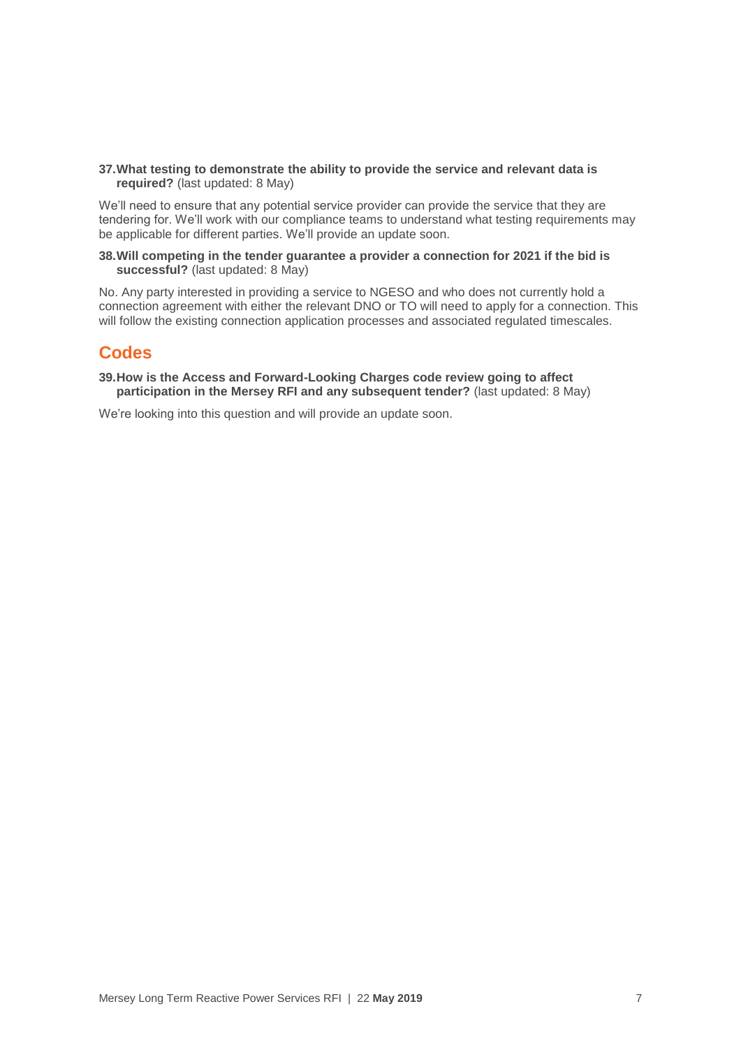**37. What testing to demonstrate the ability to provide the service and relevant data is required?** (last updated: 8 May)

We'll need to ensure that any potential service provider can provide the service that they are tendering for. We'll work with our compliance teams to understand what testing requirements may be applicable for different parties. We'll provide an update soon.

**38. Will competing in the tender guarantee a provider a connection for 2021 if the bid is successful?** (last updated: 8 May)

No. Any party interested in providing a service to NGESO and who does not currently hold a connection agreement with either the relevant DNO or TO will need to apply for a connection. This will follow the existing connection application processes and associated regulated timescales.

## Codes

**39. How is the Access and Forward-Looking Charges code review going to affect participation in the Mersey RFI and any subsequent tender?** (last updated: 8 May)

We're looking into this question and will provide an update soon.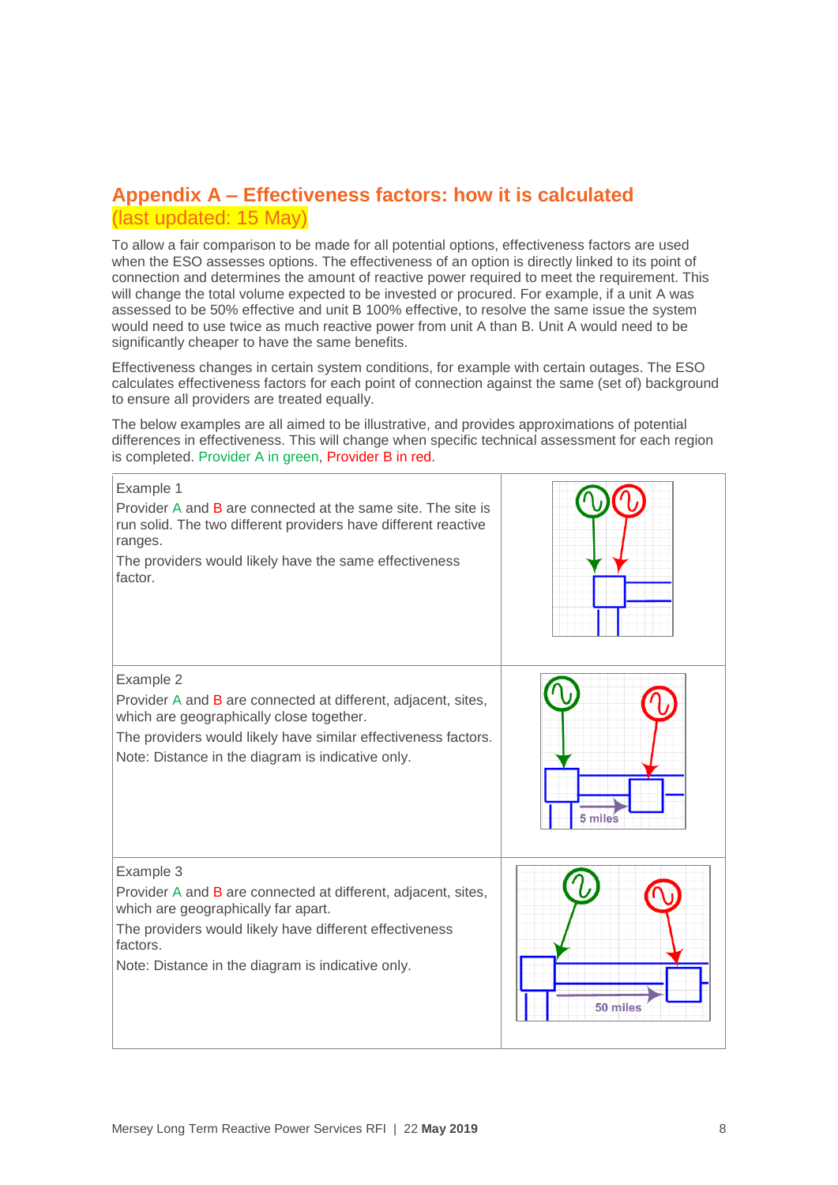## Appendix A – Effectiveness factors: how it is calculated (last updated: 15 May)

To allow a fair comparison to be made for all potential options, effectiveness factors are used when the ESO assesses options. The effectiveness of an option is directly linked to its point of connection and determines the amount of reactive power required to meet the requirement. This will change the total volume expected to be invested or procured. For example, if a unit A was assessed to be 50% effective and unit B 100% effective, to resolve the same issue the system would need to use twice as much reactive power from unit A than B. Unit A would need to be significantly cheaper to have the same benefits.

Effectiveness changes in certain system conditions, for example with certain outages. The ESO calculates effectiveness factors for each point of connection against the same (set of) background to ensure all providers are treated equally.

The below examples are all aimed to be illustrative, and provides approximations of potential differences in effectiveness. This will change when specific technical assessment for each region is completed. Provider A in green, Provider B in red.

| | |
|---|---|
| Example 1<br>Provider A and B are connected at the same site. The site is run solid. The two different providers have different reactive ranges.<br>The providers would likely have the same effectiveness factor. | |
| Example 2<br>Provider A and B are connected at different, adjacent, sites, which are geographically close together.<br>The providers would likely have similar effectiveness factors.<br>Note: Distance in the diagram is indicative only. | 5 miles |
| Example 3<br>Provider A and B are connected at different, adjacent, sites, which are geographically far apart.<br>The providers would likely have different effectiveness factors.<br>Note: Distance in the diagram is indicative only. | 50 miles |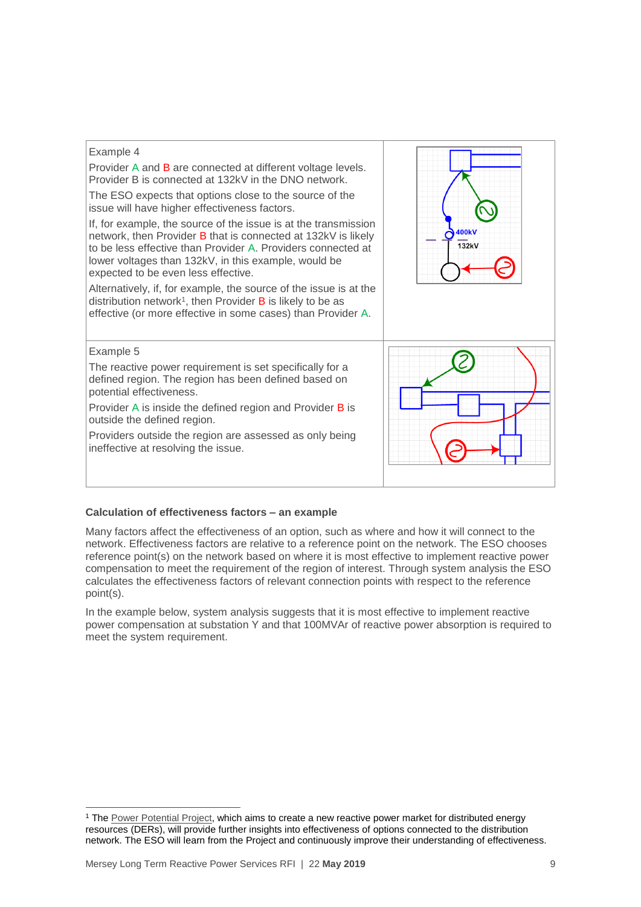| | |
|---|---|
| Example 4<br><br>Provider A and B are connected at different voltage levels. Provider B is connected at 132kV in the DNO network.<br><br>The ESO expects that options close to the source of the issue will have higher effectiveness factors.<br><br>If, for example, the source of the issue is at the transmission network, then Provider B that is connected at 132kV is likely to be less effective than Provider A. Providers connected at lower voltages than 132kV, in this example, would be expected to be even less effective.<br><br>Alternatively, if, for example, the source of the issue is at the distribution network[1], then Provider B is likely to be as effective (or more effective in some cases) than Provider A. | 400kV<br>132kV |
| Example 5<br><br>The reactive power requirement is set specifically for a defined region. The region has been defined based on potential effectiveness.<br><br>Provider A is inside the defined region and Provider B is outside the defined region.<br><br>Providers outside the region are assessed as only being ineffective at resolving the issue. | |

**Calculation of effectiveness factors – an example**

Many factors affect the effectiveness of an option, such as where and how it will connect to the network. Effectiveness factors are relative to a reference point on the network. The ESO chooses reference point(s) on the network based on where it is most effective to implement reactive power compensation to meet the requirement of the region of interest. Through system analysis the ESO calculates the effectiveness factors of relevant connection points with respect to the reference point(s).

In the example below, system analysis suggests that it is most effective to implement reactive power compensation at substation Y and that 100MVAr of reactive power absorption is required to meet the system requirement.

[1] The Power Potential Project, which aims to create a new reactive power market for distributed energy resources (DERs), will provide further insights into effectiveness of options connected to the distribution network. The ESO will learn from the Project and continuously improve their understanding of effectiveness.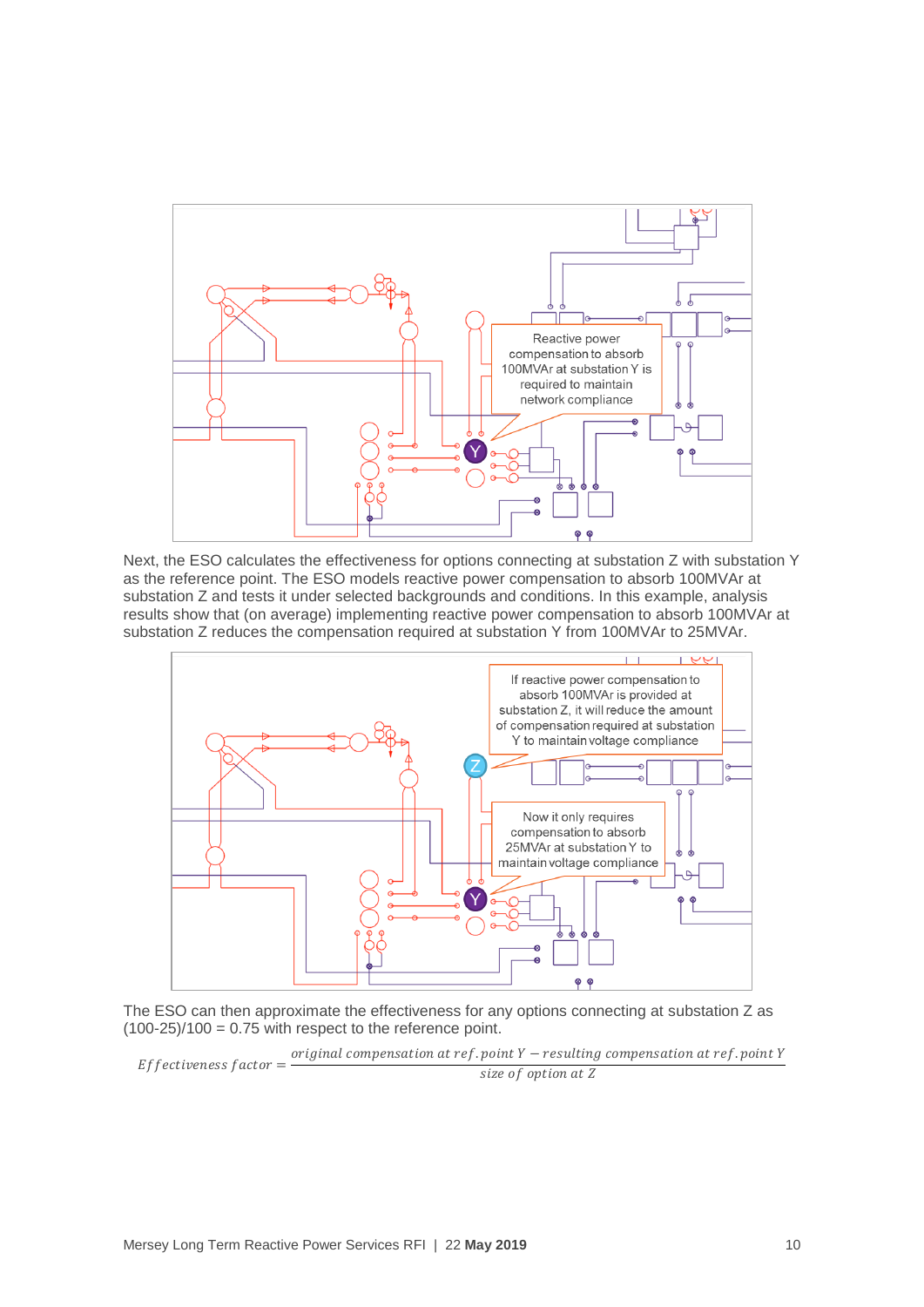Reactive power compensation to absorb 100MVAr at substation Y is required to maintain network compliance

Next, the ESO calculates the effectiveness for options connecting at substation Z with substation Y as the reference point. The ESO models reactive power compensation to absorb 100MVAr at substation Z and tests it under selected backgrounds and conditions. In this example, analysis results show that (on average) implementing reactive power compensation to absorb 100MVAr at substation Z reduces the compensation required at substation Y from 100MVAr to 25MVAr.

If reactive power compensation to absorb 100MVAr is provided at substation Z, it will reduce the amount of compensation required at substation Y to maintain voltage compliance

Now it only requires compensation to absorb 25MVAr at substation Y to maintain voltage compliance

The ESO can then approximate the effectiveness for any options connecting at substation Z as (100-25)/100 = 0.75 with respect to the reference point.

$$Effectiveness\ factor = \frac{original\ compensation\ at\ ref.point\ Y - resulting\ compensation\ at\ ref.point\ Y}{size\ of\ option\ at\ Z}$$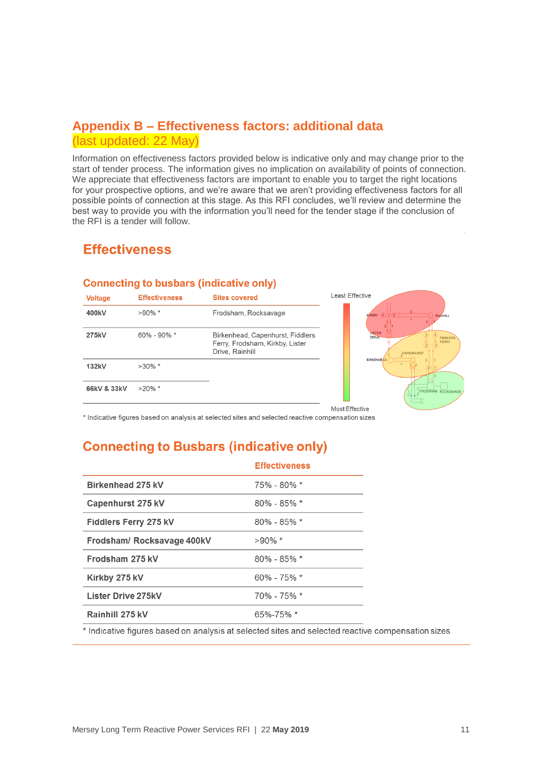## Appendix B – Effectiveness factors: additional data
(last updated: 22 May)

Information on effectiveness factors provided below is indicative only and may change prior to the start of tender process. The information gives no implication on availability of points of connection. We appreciate that effectiveness factors are important to enable you to target the right locations for your prospective options, and we're aware that we aren't providing effectiveness factors for all possible points of connection at this stage. As this RFI concludes, we'll review and determine the best way to provide you with the information you'll need for the tender stage if the conclusion of the RFI is a tender will follow.

### Effectiveness

#### Connecting to busbars (indicative only)

| Voltage | Effectiveness | Sites covered |
|---|---|---|
| 400kV | >90% * | Frodsham, Rocksavage |
| 275kV | 60% - 90% * | Birkenhead, Capenhurst, Fiddlers Ferry, Frodsham, Kirkby, Lister Drive, Rainhill |
| 132kV | >30% * | |
| 66kV & 33kV | >20% * | |

Least Effective

Most Effective

\* Indicative figures based on analysis at selected sites and selected reactive compensation sizes

### Connecting to Busbars (indicative only)

| | Effectiveness |
|---|---|
| Birkenhead 275 kV | 75% - 80% * |
| Capenhurst 275 kV | 80% - 85% * |
| Fiddlers Ferry 275 kV | 80% - 85% * |
| Frodsham/ Rocksavage 400kV | >90% * |
| Frodsham 275 kV | 80% - 85% * |
| Kirkby 275 kV | 60% - 75% * |
| Lister Drive 275kV | 70% - 75% * |
| Rainhill 275 kV | 65%-75% * |

\* Indicative figures based on analysis at selected sites and selected reactive compensation sizes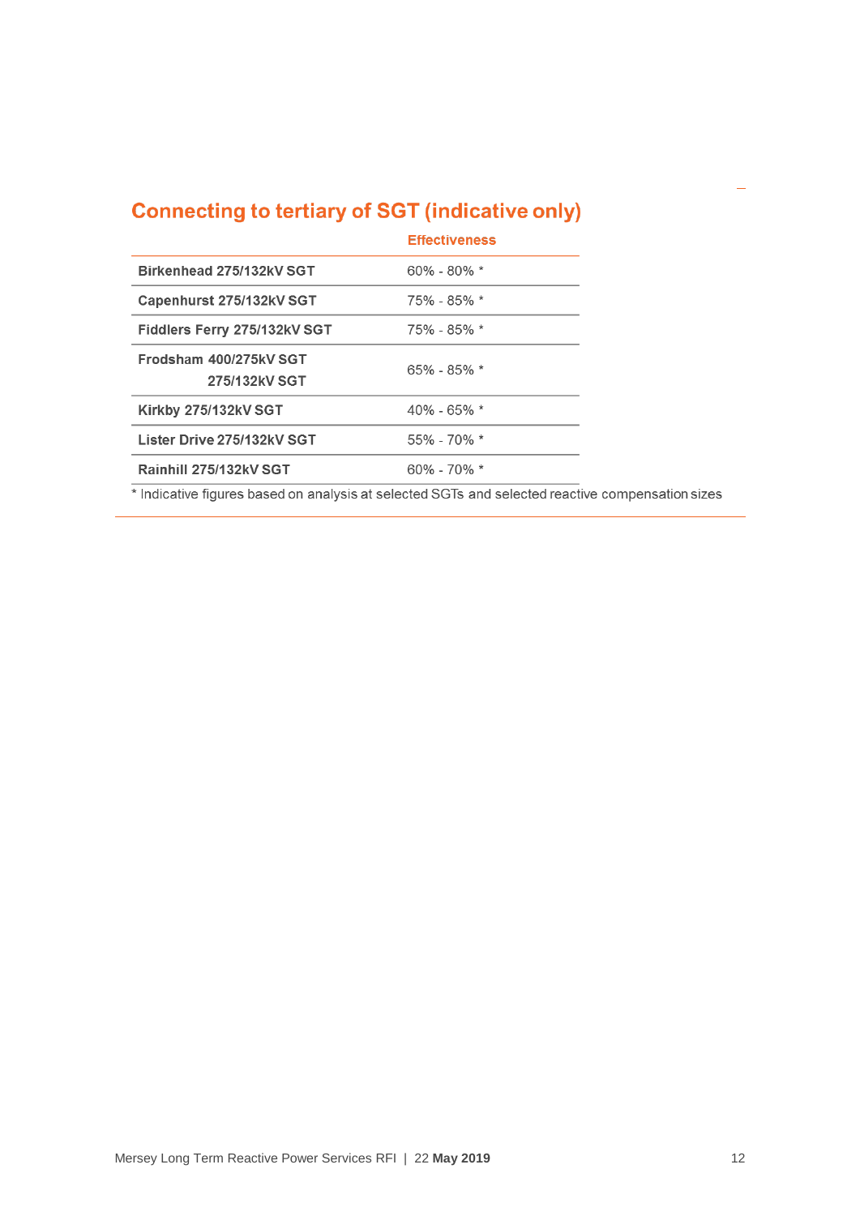## Connecting to tertiary of SGT (indicative only)

| | Effectiveness |
|---|---|
| **Birkenhead 275/132kV SGT** | 60% - 80% * |
| **Capenhurst 275/132kV SGT** | 75% - 85% * |
| **Fiddlers Ferry 275/132kV SGT** | 75% - 85% * |
| **Frodsham 400/275kV SGT 275/132kV SGT** | 65% - 85% * |
| **Kirkby 275/132kV SGT** | 40% - 65% * |
| **Lister Drive 275/132kV SGT** | 55% - 70% * |
| **Rainhill 275/132kV SGT** | 60% - 70% * |

* Indicative figures based on analysis at selected SGTs and selected reactive compensation sizes